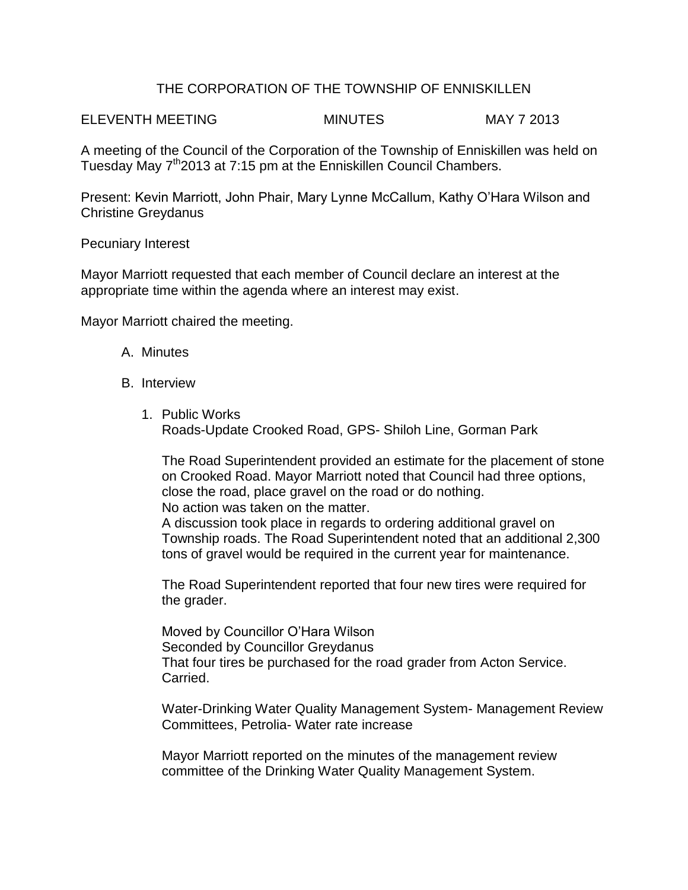# THE CORPORATION OF THE TOWNSHIP OF ENNISKILLEN

ELEVENTH MEETING MINUTES MAY 7 2013

A meeting of the Council of the Corporation of the Township of Enniskillen was held on Tuesday May 7th 2013 at 7:15 pm at the Enniskillen Council Chambers.

Present: Kevin Marriott, John Phair, Mary Lynne McCallum, Kathy O'Hara Wilson and Christine Greydanus

Pecuniary Interest

Mayor Marriott requested that each member of Council declare an interest at the appropriate time within the agenda where an interest may exist.

Mayor Marriott chaired the meeting.

A. Minutes

B. Interview

1. Public Works
   Roads-Update Crooked Road, GPS- Shiloh Line, Gorman Park

   The Road Superintendent provided an estimate for the placement of stone on Crooked Road. Mayor Marriott noted that Council had three options, close the road, place gravel on the road or do nothing.
   No action was taken on the matter.
   A discussion took place in regards to ordering additional gravel on Township roads. The Road Superintendent noted that an additional 2,300 tons of gravel would be required in the current year for maintenance.

   The Road Superintendent reported that four new tires were required for the grader.

   Moved by Councillor O'Hara Wilson
   Seconded by Councillor Greydanus
   That four tires be purchased for the road grader from Acton Service.
   Carried.

   Water-Drinking Water Quality Management System- Management Review Committees, Petrolia- Water rate increase

   Mayor Marriott reported on the minutes of the management review committee of the Drinking Water Quality Management System.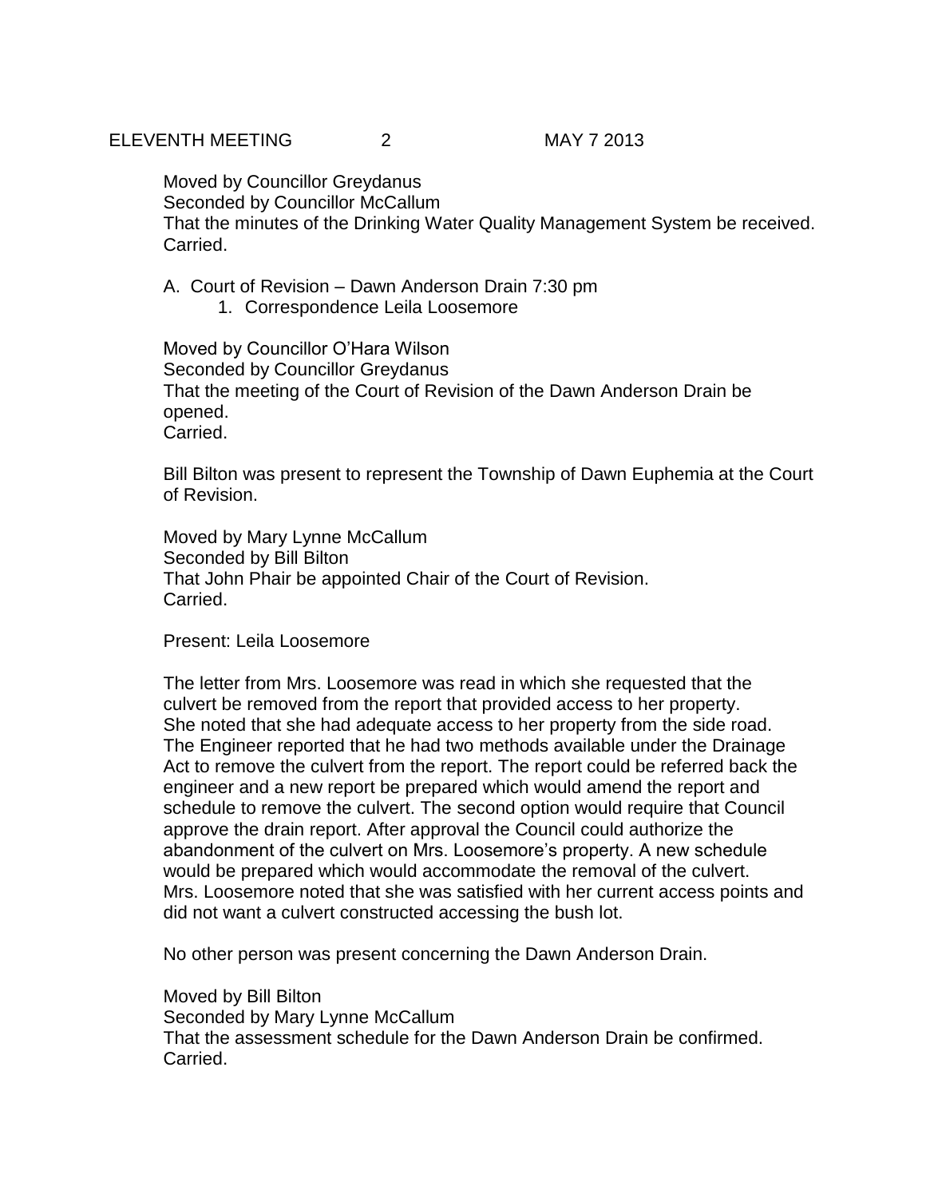Moved by Councillor Greydanus
Seconded by Councillor McCallum
That the minutes of the Drinking Water Quality Management System be received.
Carried.

A. Court of Revision – Dawn Anderson Drain 7:30 pm
    1. Correspondence Leila Loosemore

Moved by Councillor O'Hara Wilson
Seconded by Councillor Greydanus
That the meeting of the Court of Revision of the Dawn Anderson Drain be opened.
Carried.

Bill Bilton was present to represent the Township of Dawn Euphemia at the Court of Revision.

Moved by Mary Lynne McCallum
Seconded by Bill Bilton
That John Phair be appointed Chair of the Court of Revision.
Carried.

Present: Leila Loosemore

The letter from Mrs. Loosemore was read in which she requested that the culvert be removed from the report that provided access to her property. She noted that she had adequate access to her property from the side road. The Engineer reported that he had two methods available under the Drainage Act to remove the culvert from the report. The report could be referred back the engineer and a new report be prepared which would amend the report and schedule to remove the culvert. The second option would require that Council approve the drain report. After approval the Council could authorize the abandonment of the culvert on Mrs. Loosemore's property. A new schedule would be prepared which would accommodate the removal of the culvert. Mrs. Loosemore noted that she was satisfied with her current access points and did not want a culvert constructed accessing the bush lot.

No other person was present concerning the Dawn Anderson Drain.

Moved by Bill Bilton
Seconded by Mary Lynne McCallum
That the assessment schedule for the Dawn Anderson Drain be confirmed.
Carried.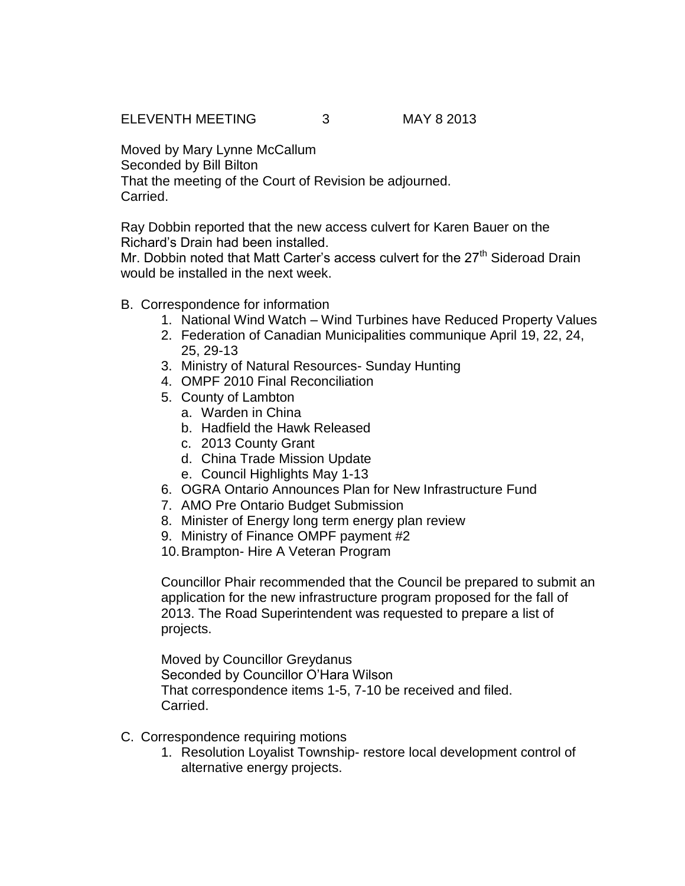Moved by Mary Lynne McCallum
Seconded by Bill Bilton
That the meeting of the Court of Revision be adjourned.
Carried.

Ray Dobbin reported that the new access culvert for Karen Bauer on the Richard's Drain had been installed.
Mr. Dobbin noted that Matt Carter's access culvert for the 27th Sideroad Drain would be installed in the next week.

B. Correspondence for information
   1. National Wind Watch – Wind Turbines have Reduced Property Values
   2. Federation of Canadian Municipalities communique April 19, 22, 24, 25, 29-13
   3. Ministry of Natural Resources- Sunday Hunting
   4. OMPF 2010 Final Reconciliation
   5. County of Lambton
      a. Warden in China
      b. Hadfield the Hawk Released
      c. 2013 County Grant
      d. China Trade Mission Update
      e. Council Highlights May 1-13
   6. OGRA Ontario Announces Plan for New Infrastructure Fund
   7. AMO Pre Ontario Budget Submission
   8. Minister of Energy long term energy plan review
   9. Ministry of Finance OMPF payment #2
   10. Brampton- Hire A Veteran Program

   Councillor Phair recommended that the Council be prepared to submit an application for the new infrastructure program proposed for the fall of 2013. The Road Superintendent was requested to prepare a list of projects.

   Moved by Councillor Greydanus
   Seconded by Councillor O'Hara Wilson
   That correspondence items 1-5, 7-10 be received and filed.
   Carried.

C. Correspondence requiring motions
   1. Resolution Loyalist Township- restore local development control of alternative energy projects.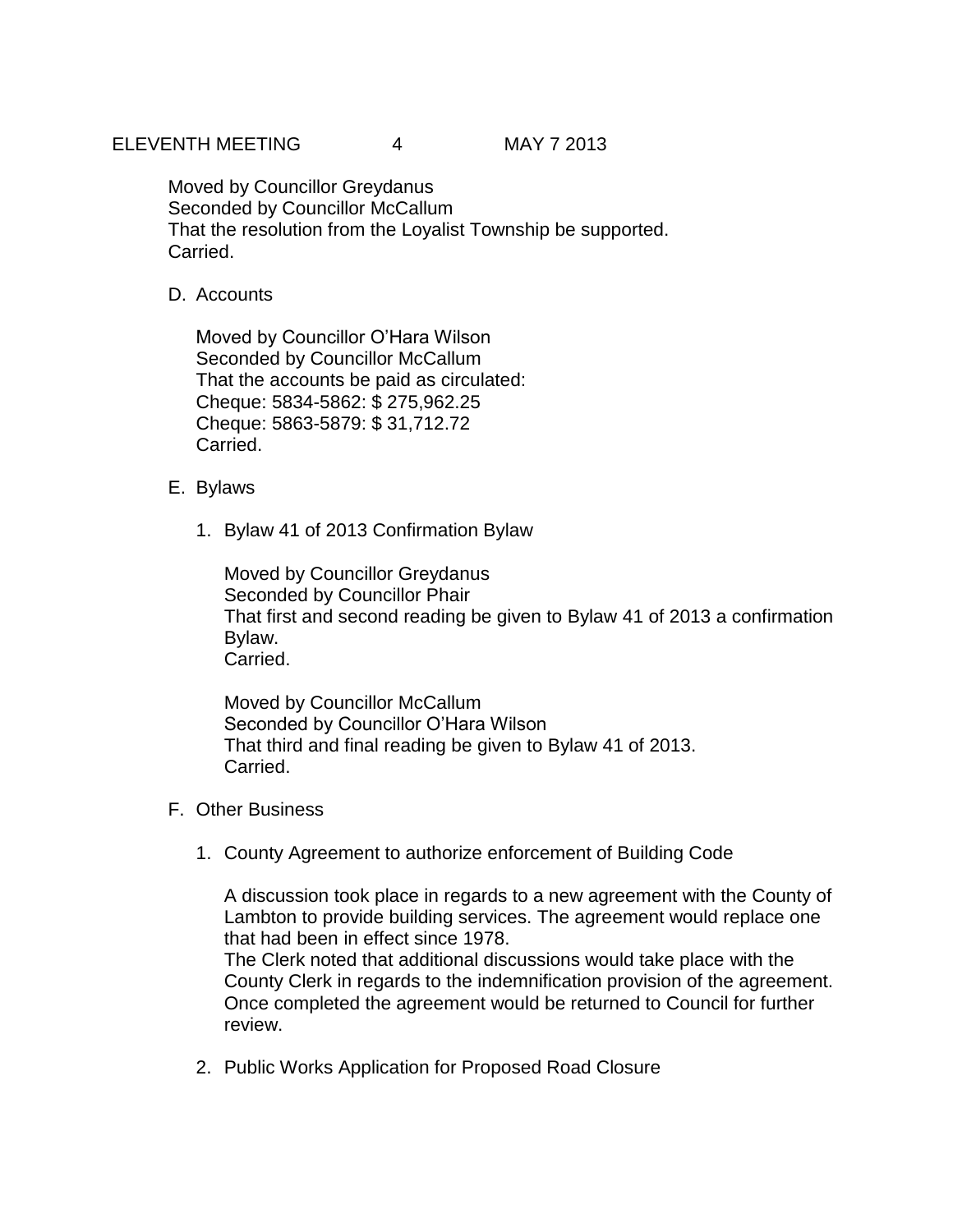Moved by Councillor Greydanus
Seconded by Councillor McCallum
That the resolution from the Loyalist Township be supported.
Carried.

D. Accounts

Moved by Councillor O'Hara Wilson
Seconded by Councillor McCallum
That the accounts be paid as circulated:
Cheque: 5834-5862: $ 275,962.25
Cheque: 5863-5879: $ 31,712.72
Carried.

E. Bylaws

1. Bylaw 41 of 2013 Confirmation Bylaw

   Moved by Councillor Greydanus
   Seconded by Councillor Phair
   That first and second reading be given to Bylaw 41 of 2013 a confirmation Bylaw.
   Carried.

   Moved by Councillor McCallum
   Seconded by Councillor O'Hara Wilson
   That third and final reading be given to Bylaw 41 of 2013.
   Carried.

F. Other Business

1. County Agreement to authorize enforcement of Building Code

   A discussion took place in regards to a new agreement with the County of Lambton to provide building services. The agreement would replace one that had been in effect since 1978.
   The Clerk noted that additional discussions would take place with the County Clerk in regards to the indemnification provision of the agreement. Once completed the agreement would be returned to Council for further review.

2. Public Works Application for Proposed Road Closure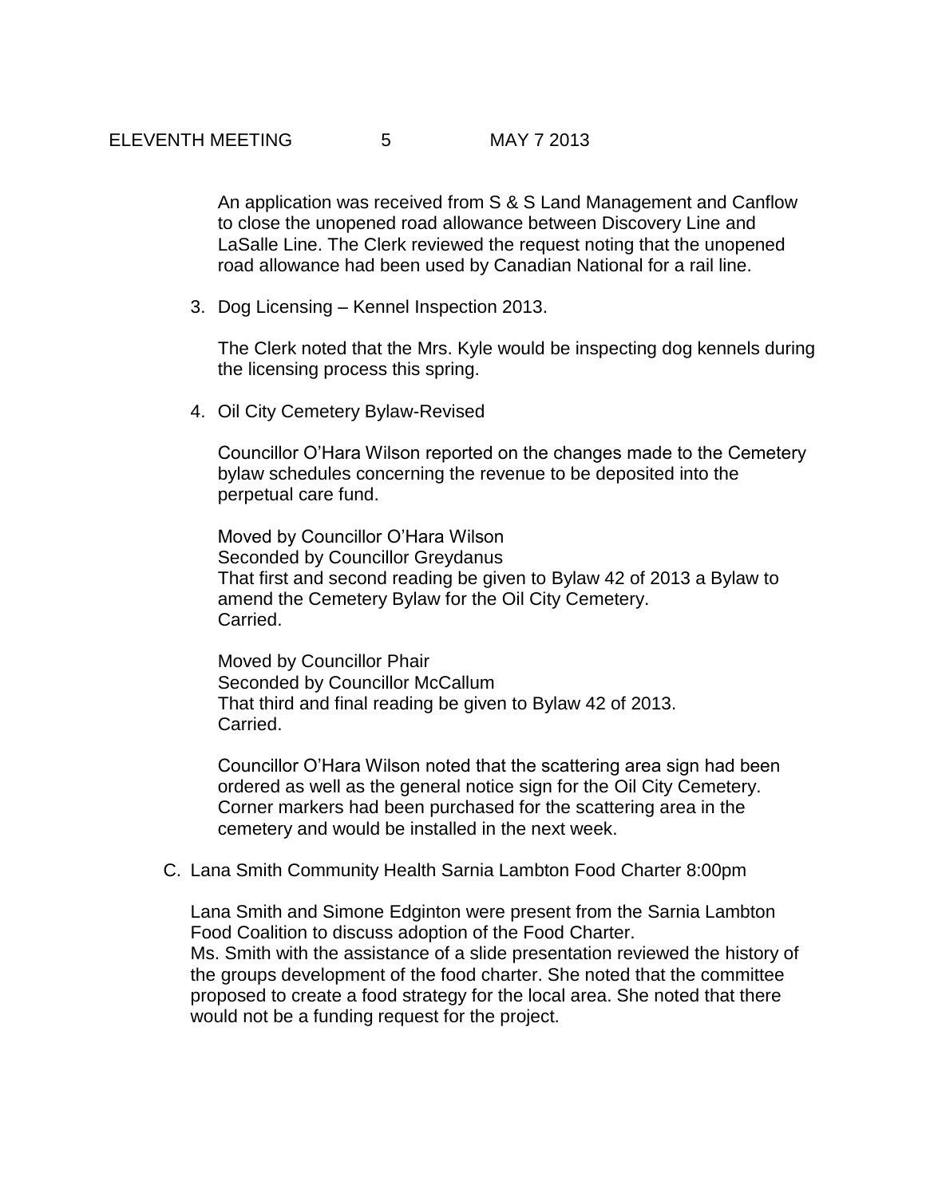An application was received from S & S Land Management and Canflow to close the unopened road allowance between Discovery Line and LaSalle Line. The Clerk reviewed the request noting that the unopened road allowance had been used by Canadian National for a rail line.

3. Dog Licensing – Kennel Inspection 2013.

   The Clerk noted that the Mrs. Kyle would be inspecting dog kennels during the licensing process this spring.

4. Oil City Cemetery Bylaw-Revised

   Councillor O'Hara Wilson reported on the changes made to the Cemetery bylaw schedules concerning the revenue to be deposited into the perpetual care fund.

   Moved by Councillor O'Hara Wilson
   Seconded by Councillor Greydanus
   That first and second reading be given to Bylaw 42 of 2013 a Bylaw to amend the Cemetery Bylaw for the Oil City Cemetery.
   Carried.

   Moved by Councillor Phair
   Seconded by Councillor McCallum
   That third and final reading be given to Bylaw 42 of 2013.
   Carried.

   Councillor O'Hara Wilson noted that the scattering area sign had been ordered as well as the general notice sign for the Oil City Cemetery. Corner markers had been purchased for the scattering area in the cemetery and would be installed in the next week.

C. Lana Smith Community Health Sarnia Lambton Food Charter 8:00pm

   Lana Smith and Simone Edginton were present from the Sarnia Lambton Food Coalition to discuss adoption of the Food Charter.
   Ms. Smith with the assistance of a slide presentation reviewed the history of the groups development of the food charter. She noted that the committee proposed to create a food strategy for the local area. She noted that there would not be a funding request for the project.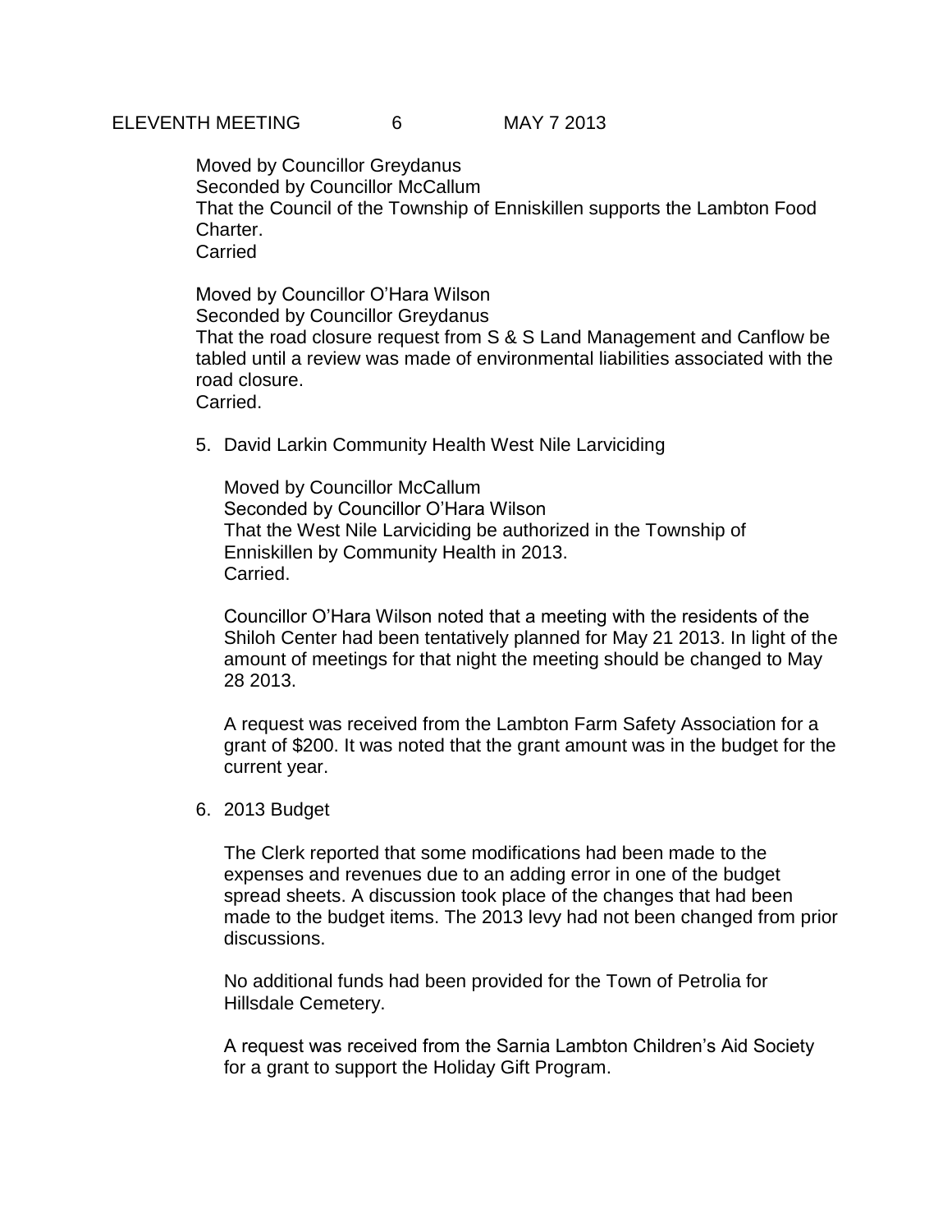Moved by Councillor Greydanus
Seconded by Councillor McCallum
That the Council of the Township of Enniskillen supports the Lambton Food Charter.
Carried

Moved by Councillor O'Hara Wilson
Seconded by Councillor Greydanus
That the road closure request from S & S Land Management and Canflow be tabled until a review was made of environmental liabilities associated with the road closure.
Carried.

5. David Larkin Community Health West Nile Larviciding

   Moved by Councillor McCallum
   Seconded by Councillor O'Hara Wilson
   That the West Nile Larviciding be authorized in the Township of Enniskillen by Community Health in 2013.
   Carried.

   Councillor O'Hara Wilson noted that a meeting with the residents of the Shiloh Center had been tentatively planned for May 21 2013. In light of the amount of meetings for that night the meeting should be changed to May 28 2013.

   A request was received from the Lambton Farm Safety Association for a grant of $200. It was noted that the grant amount was in the budget for the current year.

6. 2013 Budget

   The Clerk reported that some modifications had been made to the expenses and revenues due to an adding error in one of the budget spread sheets. A discussion took place of the changes that had been made to the budget items. The 2013 levy had not been changed from prior discussions.

   No additional funds had been provided for the Town of Petrolia for Hillsdale Cemetery.

   A request was received from the Sarnia Lambton Children's Aid Society for a grant to support the Holiday Gift Program.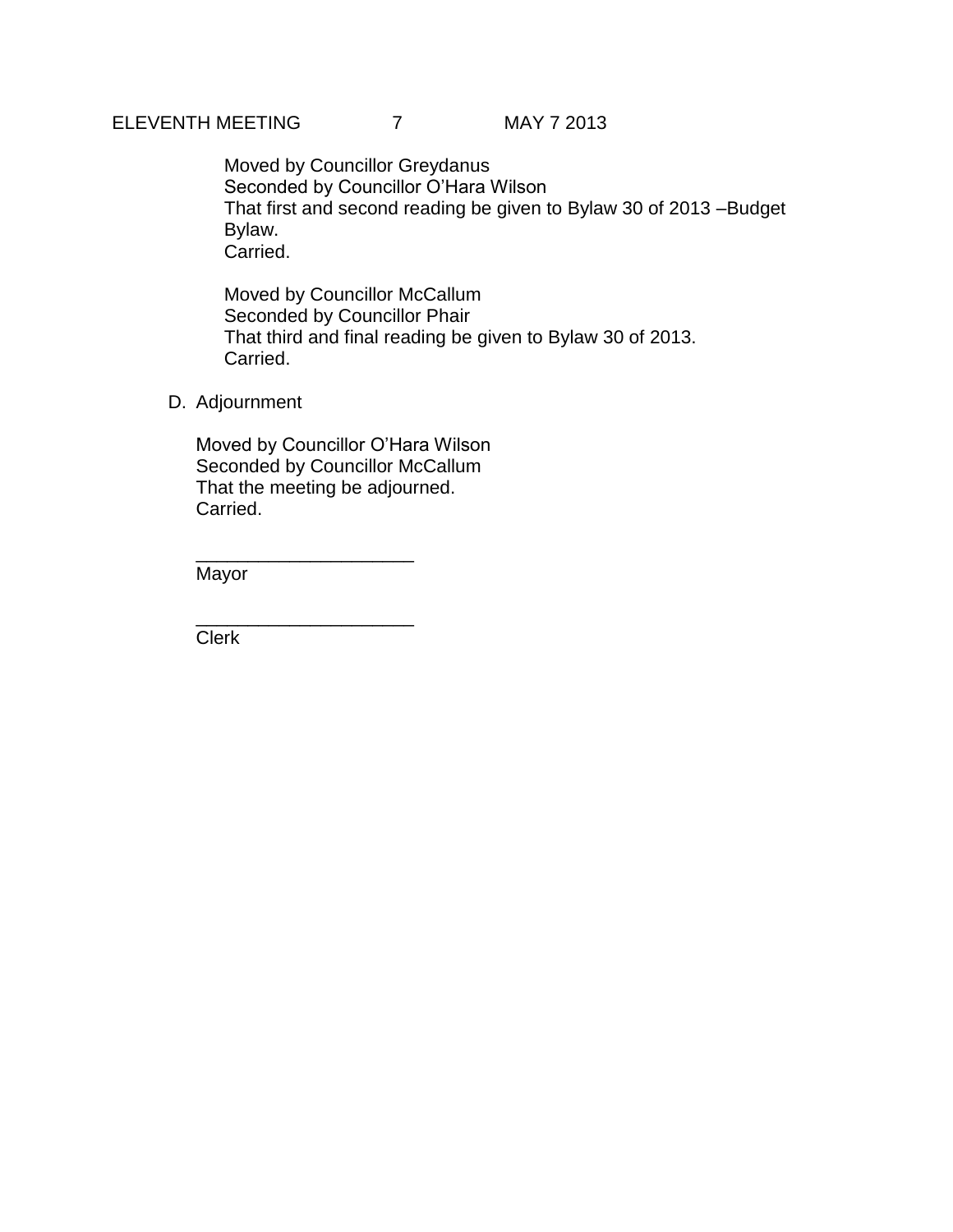Moved by Councillor Greydanus
Seconded by Councillor O'Hara Wilson
That first and second reading be given to Bylaw 30 of 2013 –Budget Bylaw.
Carried.

Moved by Councillor McCallum
Seconded by Councillor Phair
That third and final reading be given to Bylaw 30 of 2013.
Carried.

D. Adjournment

Moved by Councillor O'Hara Wilson
Seconded by Councillor McCallum
That the meeting be adjourned.
Carried.

_____________________
Mayor

_____________________
Clerk